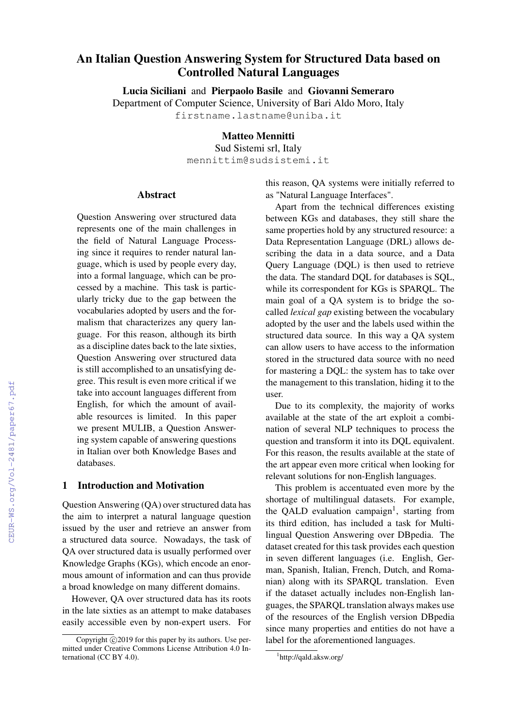# An Italian Question Answering System for Structured Data based on Controlled Natural Languages

**Lucia Siciliani** and **Pierpaolo Basile** and **Giovanni Semeraro**
Department of Computer Science, University of Bari Aldo Moro, Italy
firstname.lastname@uniba.it

**Matteo Mennitti**
Sud Sistemi srl, Italy
mennittim@sudsistemi.it

## Abstract

Question Answering over structured data represents one of the main challenges in the field of Natural Language Processing since it requires to render natural language, which is used by people every day, into a formal language, which can be processed by a machine. This task is particularly tricky due to the gap between the vocabularies adopted by users and the formalism that characterizes any query language. For this reason, although its birth as a discipline dates back to the late sixties, Question Answering over structured data is still accomplished to an unsatisfying degree. This result is even more critical if we take into account languages different from English, for which the amount of available resources is limited. In this paper we present MULIB, a Question Answering system capable of answering questions in Italian over both Knowledge Bases and databases.

## 1 Introduction and Motivation

Question Answering (QA) over structured data has the aim to interpret a natural language question issued by the user and retrieve an answer from a structured data source. Nowadays, the task of QA over structured data is usually performed over Knowledge Graphs (KGs), which encode an enormous amount of information and can thus provide a broad knowledge on many different domains.

However, QA over structured data has its roots in the late sixties as an attempt to make databases easily accessible even by non-expert users. For this reason, QA systems were initially referred to as "Natural Language Interfaces".

Apart from the technical differences existing between KGs and databases, they still share the same properties hold by any structured resource: a Data Representation Language (DRL) allows describing the data in a data source, and a Data Query Language (DQL) is then used to retrieve the data. The standard DQL for databases is SQL, while its correspondent for KGs is SPARQL. The main goal of a QA system is to bridge the so-called *lexical gap* existing between the vocabulary adopted by the user and the labels used within the structured data source. In this way a QA system can allow users to have access to the information stored in the structured data source with no need for mastering a DQL: the system has to take over the management to this translation, hiding it to the user.

Due to its complexity, the majority of works available at the state of the art exploit a combination of several NLP techniques to process the question and transform it into its DQL equivalent. For this reason, the results available at the state of the art appear even more critical when looking for relevant solutions for non-English languages.

This problem is accentuated even more by the shortage of multilingual datasets. For example, the QALD evaluation campaign[1], starting from its third edition, has included a task for Multilingual Question Answering over DBpedia. The dataset created for this task provides each question in seven different languages (i.e. English, German, Spanish, Italian, French, Dutch, and Romanian) along with its SPARQL translation. Even if the dataset actually includes non-English languages, the SPARQL translation always makes use of the resources of the English version DBpedia since many properties and entities do not have a label for the aforementioned languages.

Copyright ©2019 for this paper by its authors. Use permitted under Creative Commons License Attribution 4.0 International (CC BY 4.0).

[1] http://qald.aksw.org/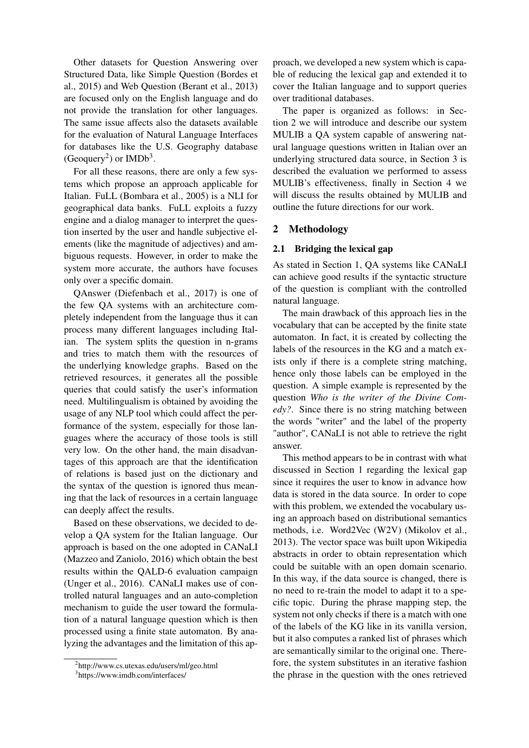Other datasets for Question Answering over Structured Data, like Simple Question (Bordes et al., 2015) and Web Question (Berant et al., 2013) are focused only on the English language and do not provide the translation for other languages. The same issue affects also the datasets available for the evaluation of Natural Language Interfaces for databases like the U.S. Geography database (Geoquery[2]) or IMDb[3].

For all these reasons, there are only a few systems which propose an approach applicable for Italian. FuLL (Bombara et al., 2005) is a NLI for geographical data banks. FuLL exploits a fuzzy engine and a dialog manager to interpret the question inserted by the user and handle subjective elements (like the magnitude of adjectives) and ambiguous requests. However, in order to make the system more accurate, the authors have focuses only over a specific domain.

QAnswer (Diefenbach et al., 2017) is one of the few QA systems with an architecture completely independent from the language thus it can process many different languages including Italian. The system splits the question in n-grams and tries to match them with the resources of the underlying knowledge graphs. Based on the retrieved resources, it generates all the possible queries that could satisfy the user's information need. Multilingualism is obtained by avoiding the usage of any NLP tool which could affect the performance of the system, especially for those languages where the accuracy of those tools is still very low. On the other hand, the main disadvantages of this approach are that the identification of relations is based just on the dictionary and the syntax of the question is ignored thus meaning that the lack of resources in a certain language can deeply affect the results.

Based on these observations, we decided to develop a QA system for the Italian language. Our approach is based on the one adopted in CANaLI (Mazzeo and Zaniolo, 2016) which obtain the best results within the QALD-6 evaluation campaign (Unger et al., 2016). CANaLI makes use of controlled natural languages and an auto-completion mechanism to guide the user toward the formulation of a natural language question which is then processed using a finite state automaton. By analyzing the advantages and the limitation of this approach, we developed a new system which is capable of reducing the lexical gap and extended it to cover the Italian language and to support queries over traditional databases.

The paper is organized as follows: in Section 2 we will introduce and describe our system MULIB a QA system capable of answering natural language questions written in Italian over an underlying structured data source, in Section 3 is described the evaluation we performed to assess MULIB's effectiveness, finally in Section 4 we will discuss the results obtained by MULIB and outline the future directions for our work.

## 2 Methodology

### 2.1 Bridging the lexical gap

As stated in Section 1, QA systems like CANaLI can achieve good results if the syntactic structure of the question is compliant with the controlled natural language.

The main drawback of this approach lies in the vocabulary that can be accepted by the finite state automaton. In fact, it is created by collecting the labels of the resources in the KG and a match exists only if there is a complete string matching, hence only those labels can be employed in the question. A simple example is represented by the question *Who is the writer of the Divine Comedy?*. Since there is no string matching between the words "writer" and the label of the property "author", CANaLI is not able to retrieve the right answer.

This method appears to be in contrast with what discussed in Section 1 regarding the lexical gap since it requires the user to know in advance how data is stored in the data source. In order to cope with this problem, we extended the vocabulary using an approach based on distributional semantics methods, i.e. Word2Vec (W2V) (Mikolov et al., 2013). The vector space was built upon Wikipedia abstracts in order to obtain representation which could be suitable with an open domain scenario. In this way, if the data source is changed, there is no need to re-train the model to adapt it to a specific topic. During the phrase mapping step, the system not only checks if there is a match with one of the labels of the KG like in its vanilla version, but it also computes a ranked list of phrases which are semantically similar to the original one. Therefore, the system substitutes in an iterative fashion the phrase in the question with the ones retrieved

[2]http://www.cs.utexas.edu/users/ml/geo.html

[3]https://www.imdb.com/interfaces/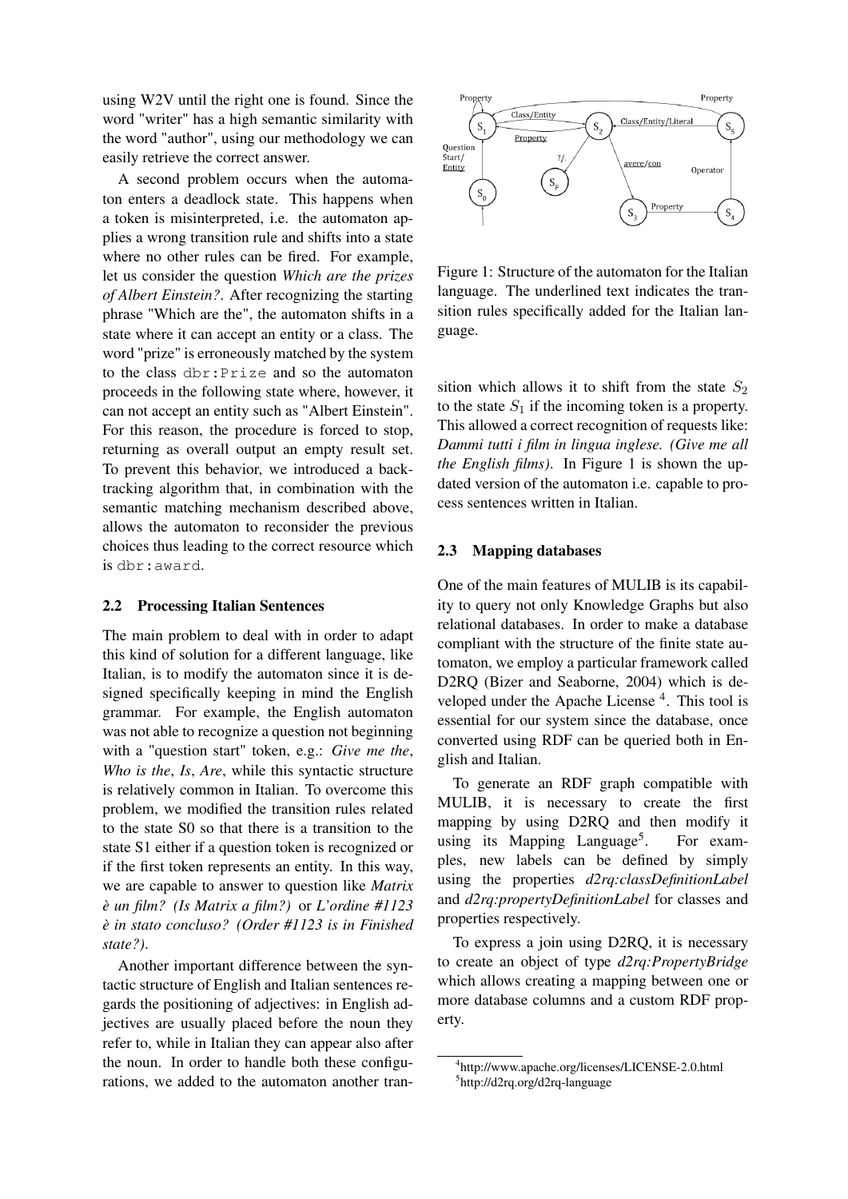using W2V until the right one is found. Since the word "writer" has a high semantic similarity with the word "author", using our methodology we can easily retrieve the correct answer.

A second problem occurs when the automaton enters a deadlock state. This happens when a token is misinterpreted, i.e. the automaton applies a wrong transition rule and shifts into a state where no other rules can be fired. For example, let us consider the question *Which are the prizes of Albert Einstein?*. After recognizing the starting phrase "Which are the", the automaton shifts in a state where it can accept an entity or a class. The word "prize" is erroneously matched by the system to the class `dbr:Prize` and so the automaton proceeds in the following state where, however, it can not accept an entity such as "Albert Einstein". For this reason, the procedure is forced to stop, returning as overall output an empty result set. To prevent this behavior, we introduced a backtracking algorithm that, in combination with the semantic matching mechanism described above, allows the automaton to reconsider the previous choices thus leading to the correct resource which is `dbr:award`.

### 2.2 Processing Italian Sentences

The main problem to deal with in order to adapt this kind of solution for a different language, like Italian, is to modify the automaton since it is designed specifically keeping in mind the English grammar. For example, the English automaton was not able to recognize a question not beginning with a "question start" token, e.g.: *Give me the*, *Who is the*, *Is*, *Are*, while this syntactic structure is relatively common in Italian. To overcome this problem, we modified the transition rules related to the state S0 so that there is a transition to the state S1 either if a question token is recognized or if the first token represents an entity. In this way, we are capable to answer to question like *Matrix è un film? (Is Matrix a film?)* or *L'ordine #1123 è in stato concluso? (Order #1123 is in Finished state?)*.

Another important difference between the syntactic structure of English and Italian sentences regards the positioning of adjectives: in English adjectives are usually placed before the noun they refer to, while in Italian they can appear also after the noun. In order to handle both these configurations, we added to the automaton another transition which allows it to shift from the state $S_2$ to the state $S_1$ if the incoming token is a property. This allowed a correct recognition of requests like: *Dammi tutti i film in lingua inglese. (Give me all the English films)*. In Figure 1 is shown the updated version of the automaton i.e. capable to process sentences written in Italian.

Figure 1: Structure of the automaton for the Italian language. The underlined text indicates the transition rules specifically added for the Italian language.

### 2.3 Mapping databases

One of the main features of MULIB is its capability to query not only Knowledge Graphs but also relational databases. In order to make a database compliant with the structure of the finite state automaton, we employ a particular framework called D2RQ (Bizer and Seaborne, 2004) which is developed under the Apache License [4]. This tool is essential for our system since the database, once converted using RDF can be queried both in English and Italian.

To generate an RDF graph compatible with MULIB, it is necessary to create the first mapping by using D2RQ and then modify it using its Mapping Language[5]. For examples, new labels can be defined by simply using the properties *d2rq:classDefinitionLabel* and *d2rq:propertyDefinitionLabel* for classes and properties respectively.

To express a join using D2RQ, it is necessary to create an object of type *d2rq:PropertyBridge* which allows creating a mapping between one or more database columns and a custom RDF property.

[4]http://www.apache.org/licenses/LICENSE-2.0.html
[5]http://d2rq.org/d2rq-language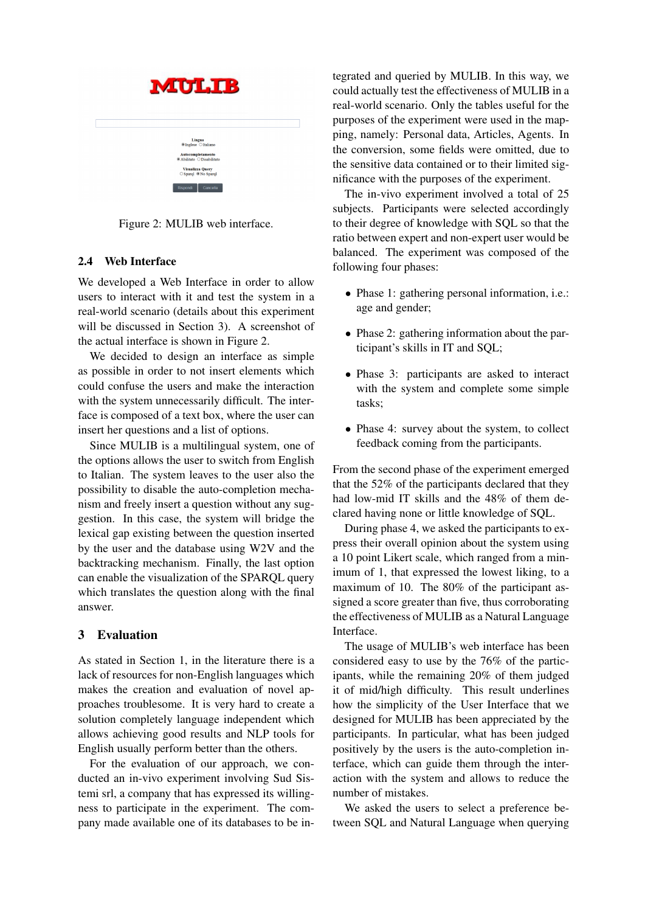Figure 2: MULIB web interface.

### 2.4 Web Interface

We developed a Web Interface in order to allow users to interact with it and test the system in a real-world scenario (details about this experiment will be discussed in Section 3). A screenshot of the actual interface is shown in Figure 2.

We decided to design an interface as simple as possible in order to not insert elements which could confuse the users and make the interaction with the system unnecessarily difficult. The interface is composed of a text box, where the user can insert her questions and a list of options.

Since MULIB is a multilingual system, one of the options allows the user to switch from English to Italian. The system leaves to the user also the possibility to disable the auto-completion mechanism and freely insert a question without any suggestion. In this case, the system will bridge the lexical gap existing between the question inserted by the user and the database using W2V and the backtracking mechanism. Finally, the last option can enable the visualization of the SPARQL query which translates the question along with the final answer.

## 3 Evaluation

As stated in Section 1, in the literature there is a lack of resources for non-English languages which makes the creation and evaluation of novel approaches troublesome. It is very hard to create a solution completely language independent which allows achieving good results and NLP tools for English usually perform better than the others.

For the evaluation of our approach, we conducted an in-vivo experiment involving Sud Sistemi srl, a company that has expressed its willingness to participate in the experiment. The company made available one of its databases to be integrated and queried by MULIB. In this way, we could actually test the effectiveness of MULIB in a real-world scenario. Only the tables useful for the purposes of the experiment were used in the mapping, namely: Personal data, Articles, Agents. In the conversion, some fields were omitted, due to the sensitive data contained or to their limited significance with the purposes of the experiment.

The in-vivo experiment involved a total of 25 subjects. Participants were selected accordingly to their degree of knowledge with SQL so that the ratio between expert and non-expert user would be balanced. The experiment was composed of the following four phases:

- Phase 1: gathering personal information, i.e.: age and gender;
- Phase 2: gathering information about the participant's skills in IT and SQL;
- Phase 3: participants are asked to interact with the system and complete some simple tasks;
- Phase 4: survey about the system, to collect feedback coming from the participants.

From the second phase of the experiment emerged that the 52% of the participants declared that they had low-mid IT skills and the 48% of them declared having none or little knowledge of SQL.

During phase 4, we asked the participants to express their overall opinion about the system using a 10 point Likert scale, which ranged from a minimum of 1, that expressed the lowest liking, to a maximum of 10. The 80% of the participant assigned a score greater than five, thus corroborating the effectiveness of MULIB as a Natural Language Interface.

The usage of MULIB's web interface has been considered easy to use by the 76% of the participants, while the remaining 20% of them judged it of mid/high difficulty. This result underlines how the simplicity of the User Interface that we designed for MULIB has been appreciated by the participants. In particular, what has been judged positively by the users is the auto-completion interface, which can guide them through the interaction with the system and allows to reduce the number of mistakes.

We asked the users to select a preference between SQL and Natural Language when querying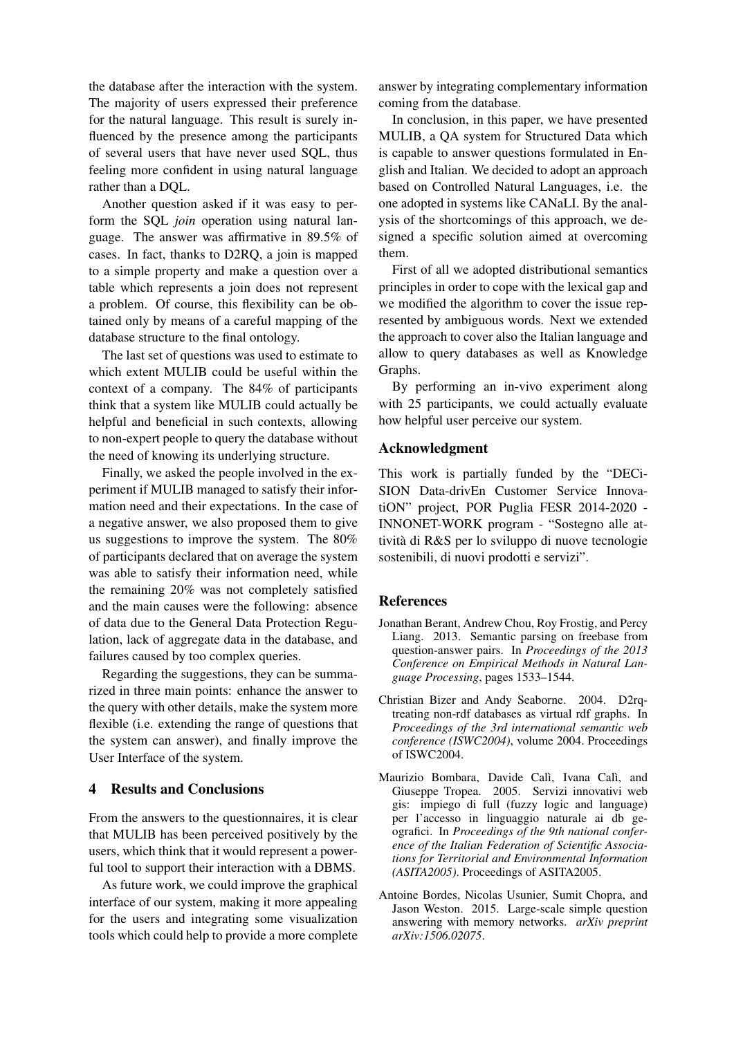the database after the interaction with the system. The majority of users expressed their preference for the natural language. This result is surely influenced by the presence among the participants of several users that have never used SQL, thus feeling more confident in using natural language rather than a DQL.

Another question asked if it was easy to perform the SQL *join* operation using natural language. The answer was affirmative in 89.5% of cases. In fact, thanks to D2RQ, a join is mapped to a simple property and make a question over a table which represents a join does not represent a problem. Of course, this flexibility can be obtained only by means of a careful mapping of the database structure to the final ontology.

The last set of questions was used to estimate to which extent MULIB could be useful within the context of a company. The 84% of participants think that a system like MULIB could actually be helpful and beneficial in such contexts, allowing to non-expert people to query the database without the need of knowing its underlying structure.

Finally, we asked the people involved in the experiment if MULIB managed to satisfy their information need and their expectations. In the case of a negative answer, we also proposed them to give us suggestions to improve the system. The 80% of participants declared that on average the system was able to satisfy their information need, while the remaining 20% was not completely satisfied and the main causes were the following: absence of data due to the General Data Protection Regulation, lack of aggregate data in the database, and failures caused by too complex queries.

Regarding the suggestions, they can be summarized in three main points: enhance the answer to the query with other details, make the system more flexible (i.e. extending the range of questions that the system can answer), and finally improve the User Interface of the system.

## 4 Results and Conclusions

From the answers to the questionnaires, it is clear that MULIB has been perceived positively by the users, which think that it would represent a powerful tool to support their interaction with a DBMS.

As future work, we could improve the graphical interface of our system, making it more appealing for the users and integrating some visualization tools which could help to provide a more complete answer by integrating complementary information coming from the database.

In conclusion, in this paper, we have presented MULIB, a QA system for Structured Data which is capable to answer questions formulated in English and Italian. We decided to adopt an approach based on Controlled Natural Languages, i.e. the one adopted in systems like CANaLI. By the analysis of the shortcomings of this approach, we designed a specific solution aimed at overcoming them.

First of all we adopted distributional semantics principles in order to cope with the lexical gap and we modified the algorithm to cover the issue represented by ambiguous words. Next we extended the approach to cover also the Italian language and allow to query databases as well as Knowledge Graphs.

By performing an in-vivo experiment along with 25 participants, we could actually evaluate how helpful user perceive our system.

## Acknowledgment

This work is partially funded by the "DECiSION Data-drivEn Customer Service InnovatiON" project, POR Puglia FESR 2014-2020 - INNONET-WORK program - "Sostegno alle attività di R&S per lo sviluppo di nuove tecnologie sostenibili, di nuovi prodotti e servizi".

## References

Jonathan Berant, Andrew Chou, Roy Frostig, and Percy Liang. 2013. Semantic parsing on freebase from question-answer pairs. In *Proceedings of the 2013 Conference on Empirical Methods in Natural Language Processing*, pages 1533–1544.

Christian Bizer and Andy Seaborne. 2004. D2rq-treating non-rdf databases as virtual rdf graphs. In *Proceedings of the 3rd international semantic web conference (ISWC2004)*, volume 2004. Proceedings of ISWC2004.

Maurizio Bombara, Davide Calì, Ivana Calì, and Giuseppe Tropea. 2005. Servizi innovativi web gis: impiego di full (fuzzy logic and language) per l'accesso in linguaggio naturale ai db geografici. In *Proceedings of the 9th national conference of the Italian Federation of Scientific Associations for Territorial and Environmental Information (ASITA2005)*. Proceedings of ASITA2005.

Antoine Bordes, Nicolas Usunier, Sumit Chopra, and Jason Weston. 2015. Large-scale simple question answering with memory networks. *arXiv preprint arXiv:1506.02075*.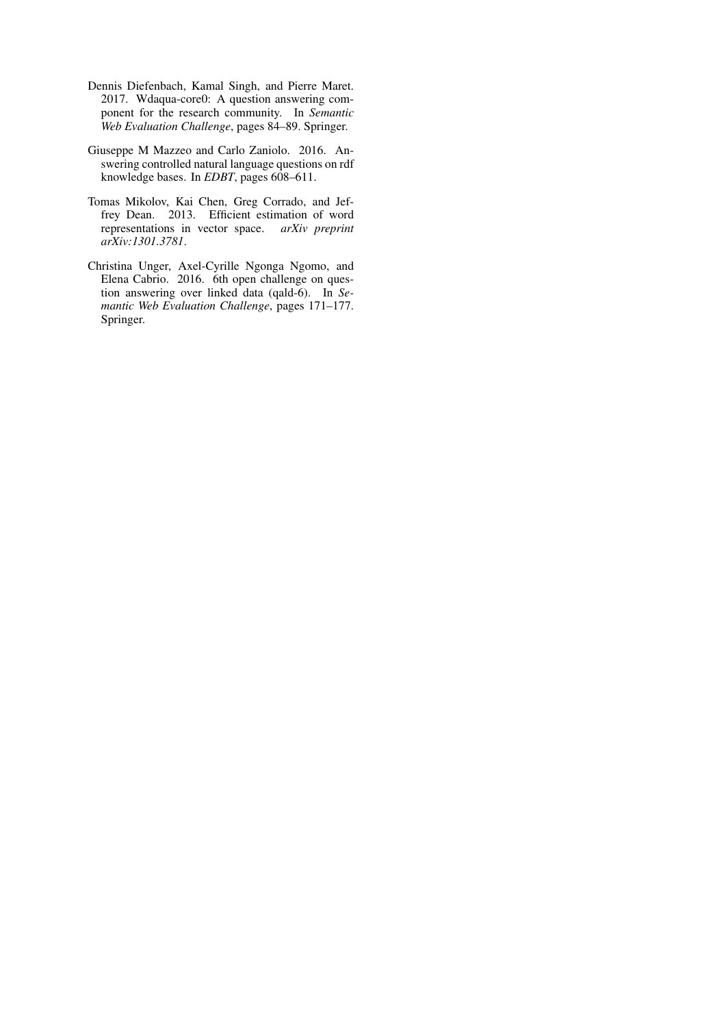Dennis Diefenbach, Kamal Singh, and Pierre Maret. 2017. Wdaqua-core0: A question answering component for the research community. In *Semantic Web Evaluation Challenge*, pages 84–89. Springer.

Giuseppe M Mazzeo and Carlo Zaniolo. 2016. Answering controlled natural language questions on rdf knowledge bases. In *EDBT*, pages 608–611.

Tomas Mikolov, Kai Chen, Greg Corrado, and Jeffrey Dean. 2013. Efficient estimation of word representations in vector space. *arXiv preprint arXiv:1301.3781*.

Christina Unger, Axel-Cyrille Ngonga Ngomo, and Elena Cabrio. 2016. 6th open challenge on question answering over linked data (qald-6). In *Semantic Web Evaluation Challenge*, pages 171–177. Springer.